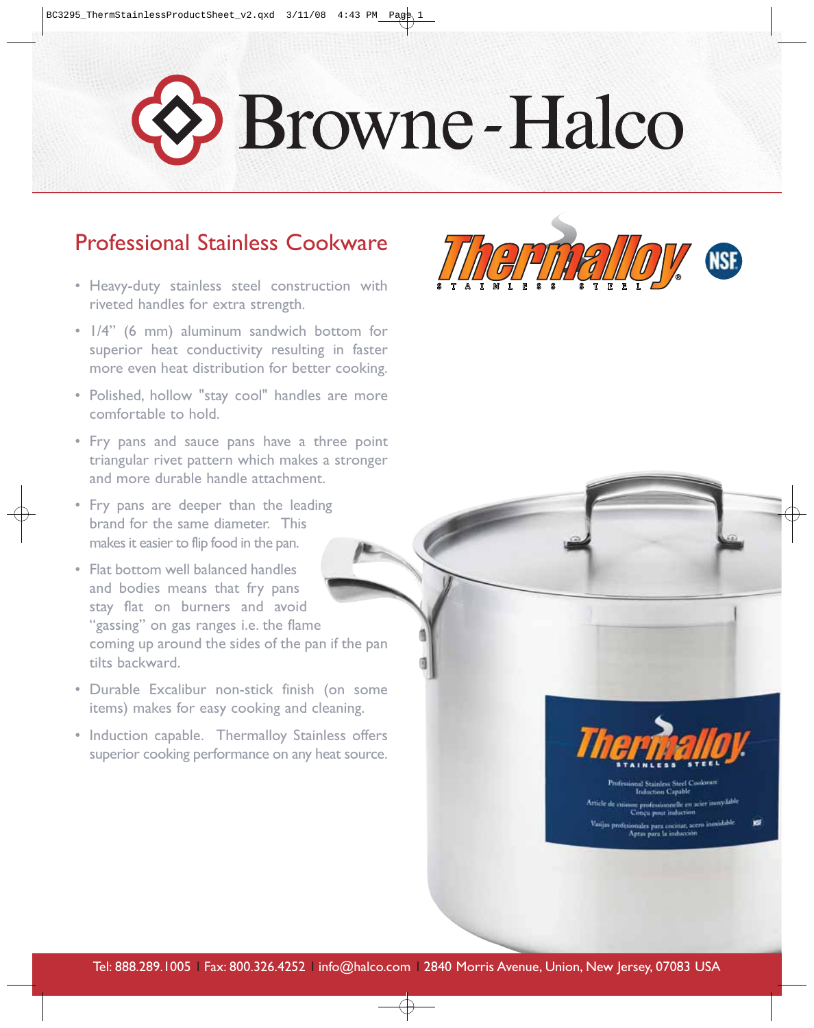# Browne-Halco

## Professional Stainless Cookware

Thermalloy Stainless Steel

- Heavy-duty stainless steel construction with riveted handles for extra strength.
- 1/4" (6 mm) aluminum sandwich bottom for superior heat conductivity resulting in faster more even heat distribution for better cooking.
- Polished, hollow "stay cool" handles are more comfortable to hold.
- Fry pans and sauce pans have a three point triangular rivet pattern which makes a stronger and more durable handle attachment.
- Fry pans are deeper than the leading brand for the same diameter. This makes it easier to flip food in the pan.
- Flat bottom well balanced handles and bodies means that fry pans stay flat on burners and avoid "gassing" on gas ranges i.e. the flame coming up around the sides of the pan if the pan tilts backward.
- Durable Excalibur non-stick finish (on some items) makes for easy cooking and cleaning.
- Induction capable. Thermalloy Stainless offers superior cooking performance on any heat source.

Tel: 888.289.1005 | Fax: 800.326.4252 | info@halco.com | 2840 Morris Avenue, Union, New Jersey, 07083 USA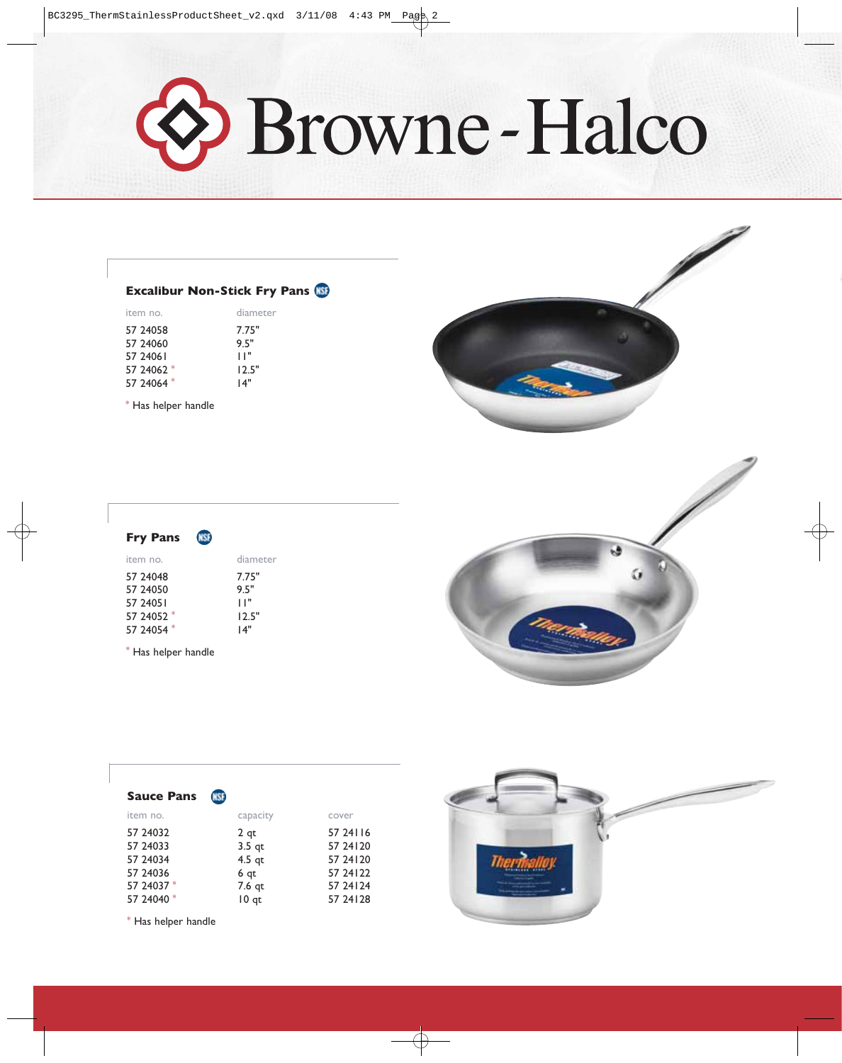# Browne-Halco

## Excalibur Non-Stick Fry Pans

| item no. | diameter |
|---|---|
| 57 24058 | 7.75" |
| 57 24060 | 9.5" |
| 57 24061 | 11" |
| 57 24062 * | 12.5" |
| 57 24064 * | 14" |

* Has helper handle

## Fry Pans

| item no. | diameter |
|---|---|
| 57 24048 | 7.75" |
| 57 24050 | 9.5" |
| 57 24051 | 11" |
| 57 24052 * | 12.5" |
| 57 24054 * | 14" |

* Has helper handle

## Sauce Pans

| item no. | capacity | cover |
|---|---|---|
| 57 24032 | 2 qt | 57 24116 |
| 57 24033 | 3.5 qt | 57 24120 |
| 57 24034 | 4.5 qt | 57 24120 |
| 57 24036 | 6 qt | 57 24122 |
| 57 24037 * | 7.6 qt | 57 24124 |
| 57 24040 * | 10 qt | 57 24128 |

* Has helper handle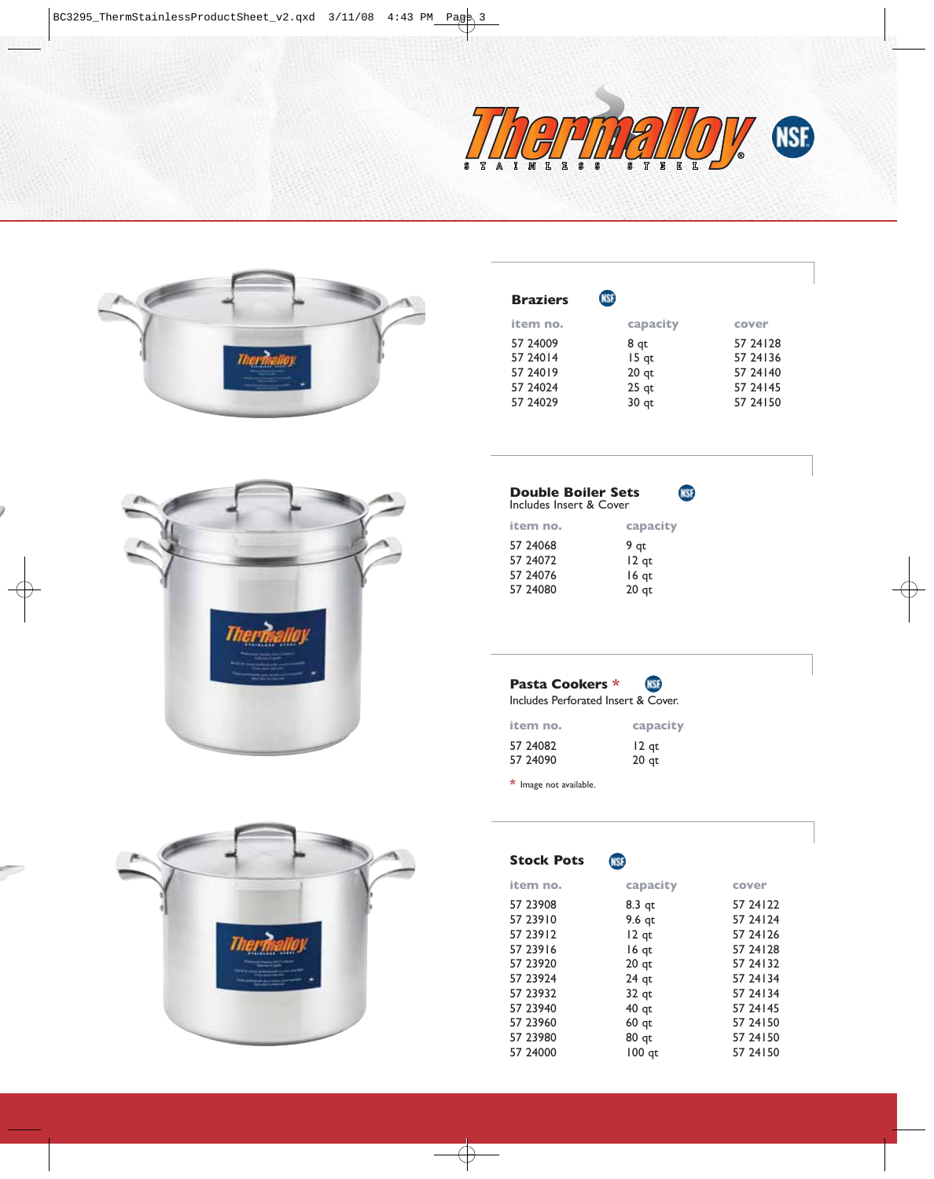# Thermalloy

STAINLESS STEEL

## Braziers

| item no. | capacity | cover |
|---|---|---|
| 57 24009 | 8 qt | 57 24128 |
| 57 24014 | 15 qt | 57 24136 |
| 57 24019 | 20 qt | 57 24140 |
| 57 24024 | 25 qt | 57 24145 |
| 57 24029 | 30 qt | 57 24150 |

## Double Boiler Sets

Includes Insert & Cover

| item no. | capacity |
|---|---|
| 57 24068 | 9 qt |
| 57 24072 | 12 qt |
| 57 24076 | 16 qt |
| 57 24080 | 20 qt |

## Pasta Cookers *

Includes Perforated Insert & Cover.

| item no. | capacity |
|---|---|
| 57 24082 | 12 qt |
| 57 24090 | 20 qt |

* Image not available.

## Stock Pots

| item no. | capacity | cover |
|---|---|---|
| 57 23908 | 8.3 qt | 57 24122 |
| 57 23910 | 9.6 qt | 57 24124 |
| 57 23912 | 12 qt | 57 24126 |
| 57 23916 | 16 qt | 57 24128 |
| 57 23920 | 20 qt | 57 24132 |
| 57 23924 | 24 qt | 57 24134 |
| 57 23932 | 32 qt | 57 24134 |
| 57 23940 | 40 qt | 57 24145 |
| 57 23960 | 60 qt | 57 24150 |
| 57 23980 | 80 qt | 57 24150 |
| 57 24000 | 100 qt | 57 24150 |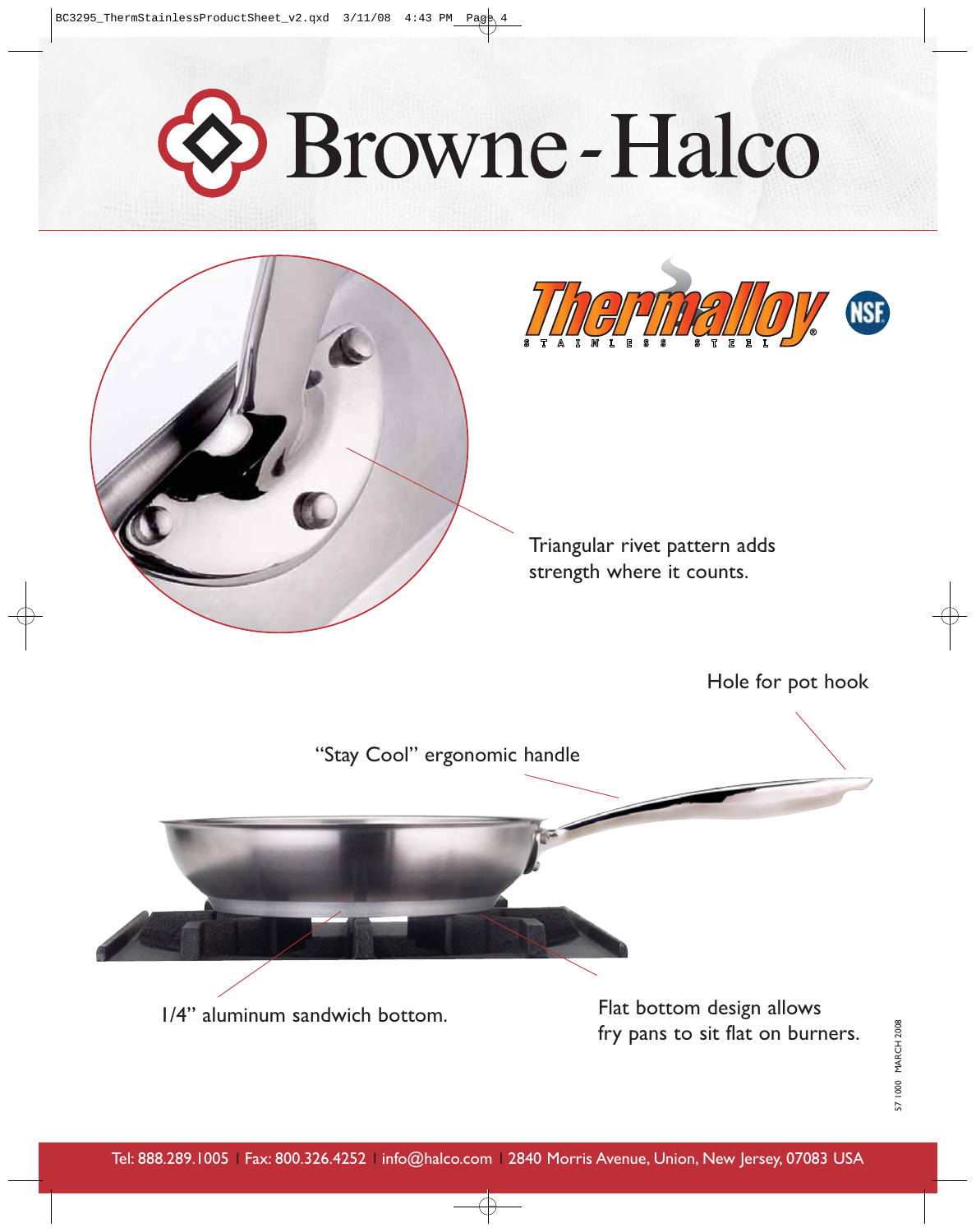# Browne-Halco

Thermalloy STAINLESS STEEL

NSF

Triangular rivet pattern adds strength where it counts.

Hole for pot hook

“Stay Cool” ergonomic handle

1/4” aluminum sandwich bottom.

Flat bottom design allows fry pans to sit flat on burners.

57 1000 MARCH 2008

Tel: 888.289.1005 | Fax: 800.326.4252 | info@halco.com | 2840 Morris Avenue, Union, New Jersey, 07083 USA